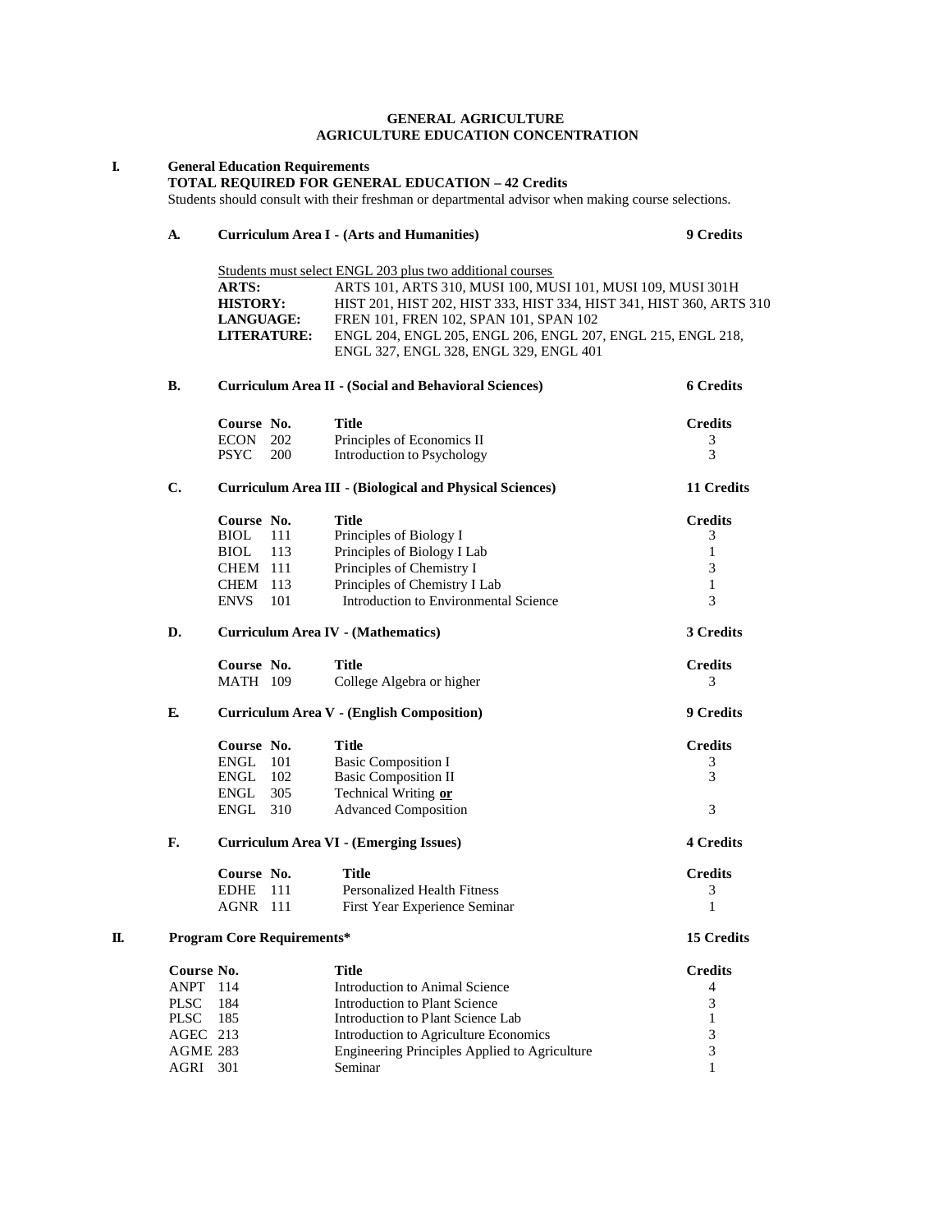# GENERAL AGRICULTURE
## AGRICULTURE EDUCATION CONCENTRATION

## I. General Education Requirements

**TOTAL REQUIRED FOR GENERAL EDUCATION – 42 Credits**

Students should consult with their freshman or departmental advisor when making course selections.

### A. Curriculum Area I - (Arts and Humanities) — 9 Credits

Students must select ENGL 203 plus two additional courses

**ARTS:** ARTS 101, ARTS 310, MUSI 100, MUSI 101, MUSI 109, MUSI 301H

**HISTORY:** HIST 201, HIST 202, HIST 333, HIST 334, HIST 341, HIST 360, ARTS 310

**LANGUAGE:** FREN 101, FREN 102, SPAN 101, SPAN 102

**LITERATURE:** ENGL 204, ENGL 205, ENGL 206, ENGL 207, ENGL 215, ENGL 218, ENGL 327, ENGL 328, ENGL 329, ENGL 401

### B. Curriculum Area II - (Social and Behavioral Sciences) — 6 Credits

| Course No. | Title | Credits |
|---|---|---|
| ECON 202 | Principles of Economics II | 3 |
| PSYC 200 | Introduction to Psychology | 3 |

### C. Curriculum Area III - (Biological and Physical Sciences) — 11 Credits

| Course No. | Title | Credits |
|---|---|---|
| BIOL 111 | Principles of Biology I | 3 |
| BIOL 113 | Principles of Biology I Lab | 1 |
| CHEM 111 | Principles of Chemistry I | 3 |
| CHEM 113 | Principles of Chemistry I Lab | 1 |
| ENVS 101 | Introduction to Environmental Science | 3 |

### D. Curriculum Area IV - (Mathematics) — 3 Credits

| Course No. | Title | Credits |
|---|---|---|
| MATH 109 | College Algebra or higher | 3 |

### E. Curriculum Area V - (English Composition) — 9 Credits

| Course No. | Title | Credits |
|---|---|---|
| ENGL 101 | Basic Composition I | 3 |
| ENGL 102 | Basic Composition II | 3 |
| ENGL 305 | Technical Writing **or** | |
| ENGL 310 | Advanced Composition | 3 |

### F. Curriculum Area VI - (Emerging Issues) — 4 Credits

| Course No. | Title | Credits |
|---|---|---|
| EDHE 111 | Personalized Health Fitness | 3 |
| AGNR 111 | First Year Experience Seminar | 1 |

## II. Program Core Requirements* — 15 Credits

| Course No. | Title | Credits |
|---|---|---|
| ANPT 114 | Introduction to Animal Science | 4 |
| PLSC 184 | Introduction to Plant Science | 3 |
| PLSC 185 | Introduction to Plant Science Lab | 1 |
| AGEC 213 | Introduction to Agriculture Economics | 3 |
| AGME 283 | Engineering Principles Applied to Agriculture | 3 |
| AGRI 301 | Seminar | 1 |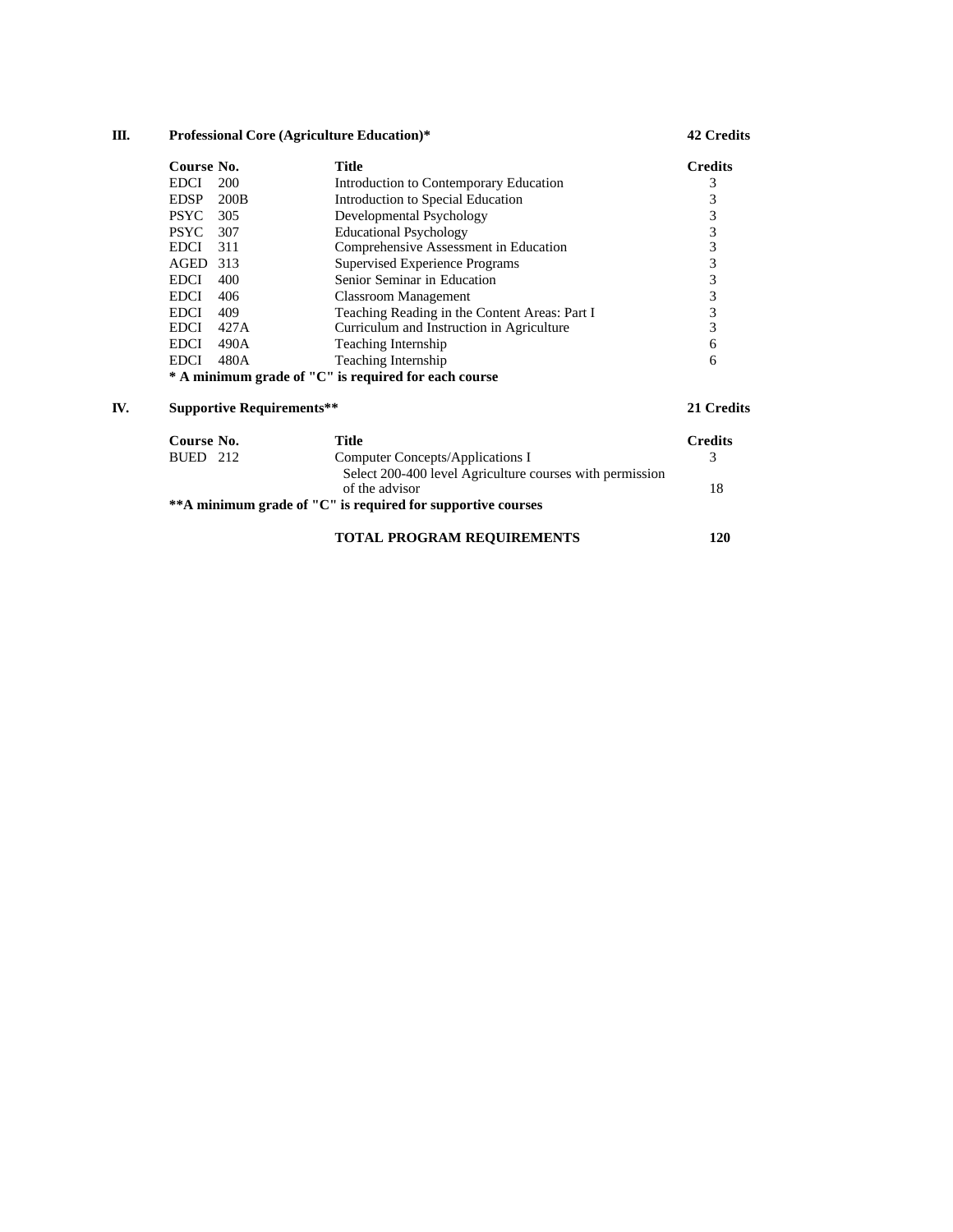## III. Professional Core (Agriculture Education)* — 42 Credits

| Course No. | Title | Credits |
|---|---|---|
| EDCI 200 | Introduction to Contemporary Education | 3 |
| EDSP 200B | Introduction to Special Education | 3 |
| PSYC 305 | Developmental Psychology | 3 |
| PSYC 307 | Educational Psychology | 3 |
| EDCI 311 | Comprehensive Assessment in Education | 3 |
| AGED 313 | Supervised Experience Programs | 3 |
| EDCI 400 | Senior Seminar in Education | 3 |
| EDCI 406 | Classroom Management | 3 |
| EDCI 409 | Teaching Reading in the Content Areas: Part I | 3 |
| EDCI 427A | Curriculum and Instruction in Agriculture | 3 |
| EDCI 490A | Teaching Internship | 6 |
| EDCI 480A | Teaching Internship | 6 |

**\* A minimum grade of "C" is required for each course**

## IV. Supportive Requirements** — 21 Credits

| Course No. | Title | Credits |
|---|---|---|
| BUED 212 | Computer Concepts/Applications I | 3 |
| | Select 200-400 level Agriculture courses with permission of the advisor | 18 |

****A minimum grade of "C" is required for supportive courses**

**TOTAL PROGRAM REQUIREMENTS** — **120**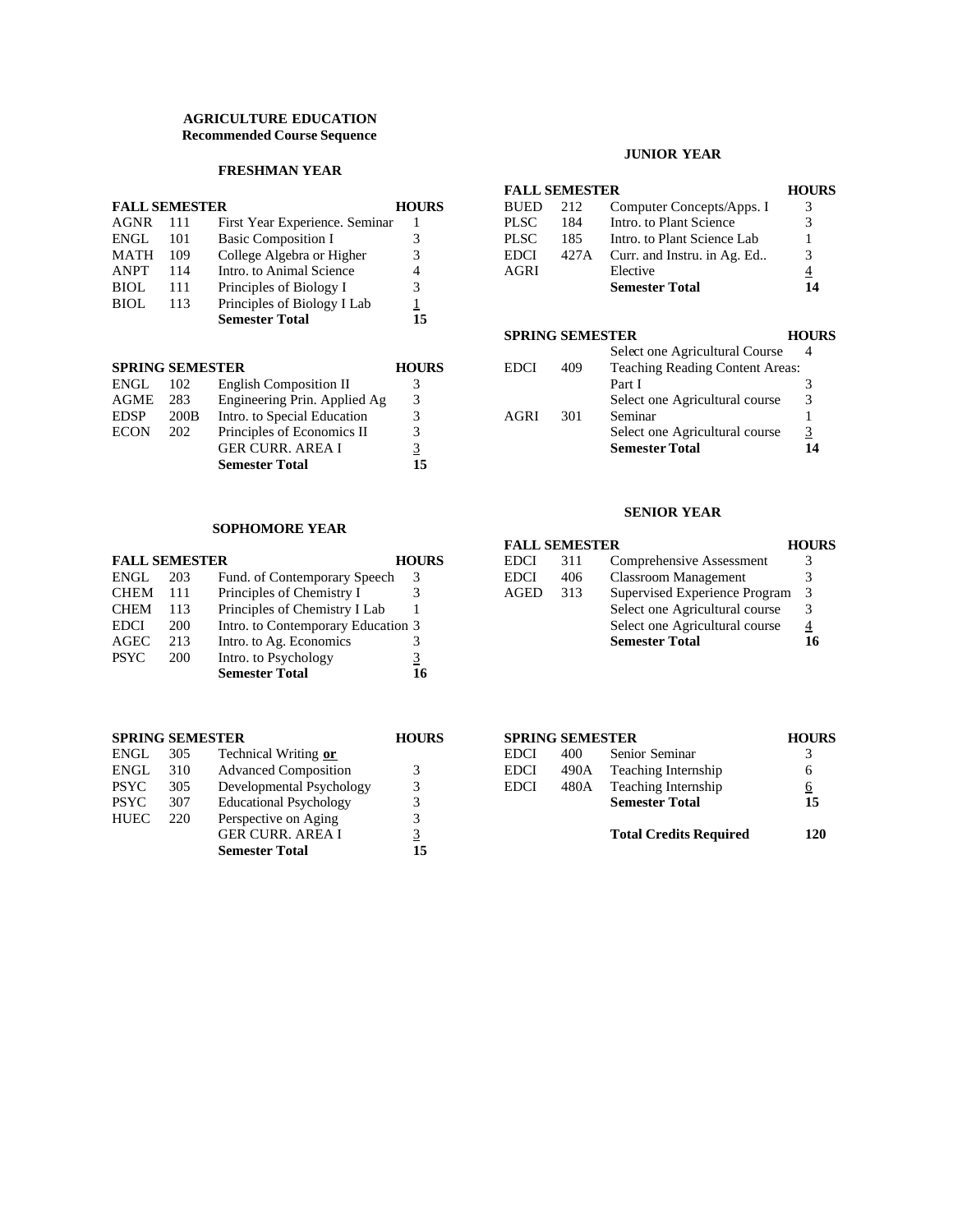**AGRICULTURE EDUCATION**
**Recommended Course Sequence**

## FRESHMAN YEAR

| FALL SEMESTER | | | HOURS |
|---|---|---|---|
| AGNR | 111 | First Year Experience. Seminar | 1 |
| ENGL | 101 | Basic Composition I | 3 |
| MATH | 109 | College Algebra or Higher | 3 |
| ANPT | 114 | Intro. to Animal Science | 4 |
| BIOL | 111 | Principles of Biology I | 3 |
| BIOL | 113 | Principles of Biology I Lab | 1 |
| | | **Semester Total** | **15** |

| SPRING SEMESTER | | | HOURS |
|---|---|---|---|
| ENGL | 102 | English Composition II | 3 |
| AGME | 283 | Engineering Prin. Applied Ag | 3 |
| EDSP | 200B | Intro. to Special Education | 3 |
| ECON | 202 | Principles of Economics II | 3 |
| | | GER CURR. AREA I | 3 |
| | | **Semester Total** | **15** |

## SOPHOMORE YEAR

| FALL SEMESTER | | | HOURS |
|---|---|---|---|
| ENGL | 203 | Fund. of Contemporary Speech | 3 |
| CHEM | 111 | Principles of Chemistry I | 3 |
| CHEM | 113 | Principles of Chemistry I Lab | 1 |
| EDCI | 200 | Intro. to Contemporary Education | 3 |
| AGEC | 213 | Intro. to Ag. Economics | 3 |
| PSYC | 200 | Intro. to Psychology | 3 |
| | | **Semester Total** | **16** |

| SPRING SEMESTER | | | HOURS |
|---|---|---|---|
| ENGL | 305 | Technical Writing **or** | |
| ENGL | 310 | Advanced Composition | 3 |
| PSYC | 305 | Developmental Psychology | 3 |
| PSYC | 307 | Educational Psychology | 3 |
| HUEC | 220 | Perspective on Aging | 3 |
| | | GER CURR. AREA I | 3 |
| | | **Semester Total** | **15** |

## JUNIOR YEAR

| FALL SEMESTER | | | HOURS |
|---|---|---|---|
| BUED | 212 | Computer Concepts/Apps. I | 3 |
| PLSC | 184 | Intro. to Plant Science | 3 |
| PLSC | 185 | Intro. to Plant Science Lab | 1 |
| EDCI | 427A | Curr. and Instru. in Ag. Ed.. | 3 |
| AGRI | | Elective | 4 |
| | | **Semester Total** | **14** |

| SPRING SEMESTER | | | HOURS |
|---|---|---|---|
| | | Select one Agricultural Course | 4 |
| EDCI | 409 | Teaching Reading Content Areas: Part I | 3 |
| | | Select one Agricultural course | 3 |
| AGRI | 301 | Seminar | 1 |
| | | Select one Agricultural course | 3 |
| | | **Semester Total** | **14** |

## SENIOR YEAR

| FALL SEMESTER | | | HOURS |
|---|---|---|---|
| EDCI | 311 | Comprehensive Assessment | 3 |
| EDCI | 406 | Classroom Management | 3 |
| AGED | 313 | Supervised Experience Program | 3 |
| | | Select one Agricultural course | 3 |
| | | Select one Agricultural course | 4 |
| | | **Semester Total** | **16** |

| SPRING SEMESTER | | | HOURS |
|---|---|---|---|
| EDCI | 400 | Senior Seminar | 3 |
| EDCI | 490A | Teaching Internship | 6 |
| EDCI | 480A | Teaching Internship | 6 |
| | | **Semester Total** | **15** |
| | | **Total Credits Required** | **120** |